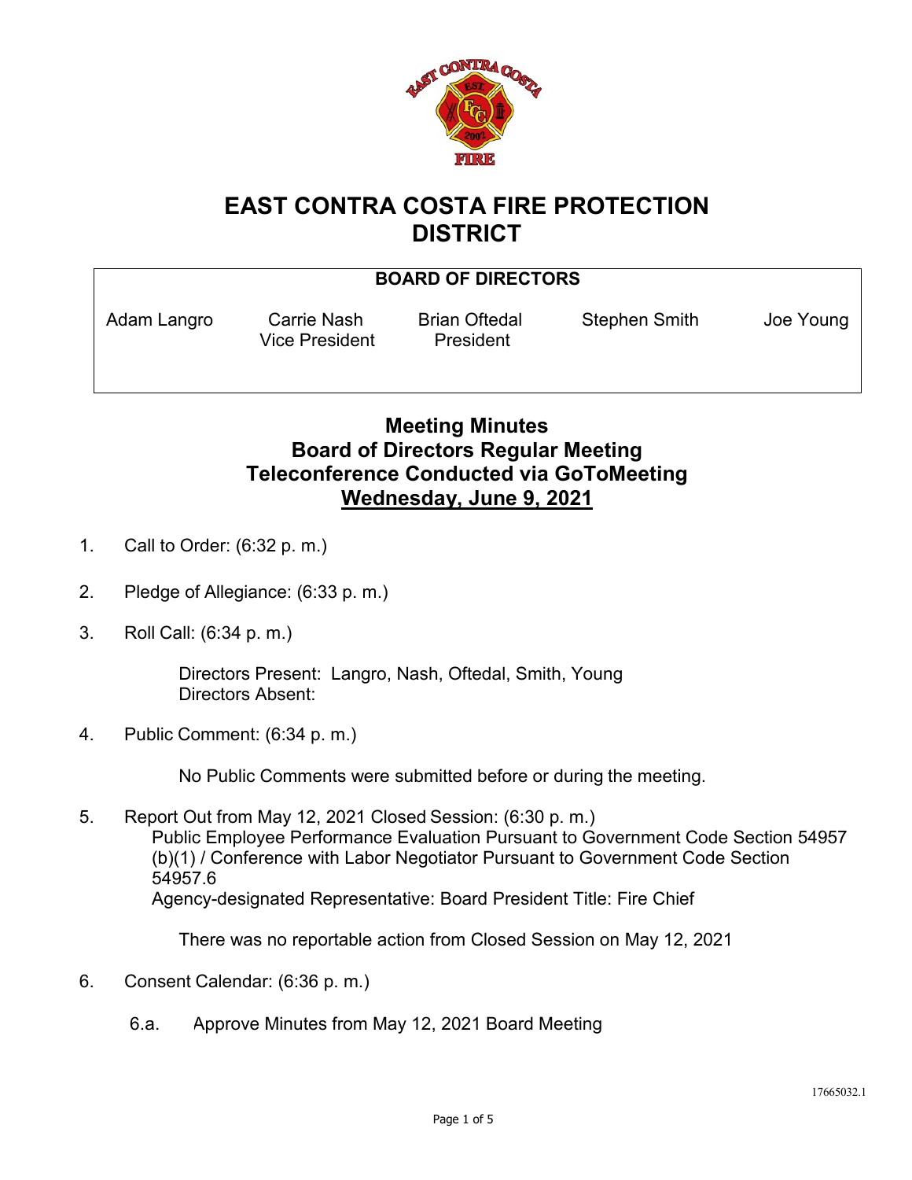# EAST CONTRA COSTA FIRE PROTECTION DISTRICT

**BOARD OF DIRECTORS**

| Adam Langro | Carrie Nash | Brian Oftedal | Stephen Smith | Joe Young |
|---|---|---|---|---|
| | Vice President | President | | |

## Meeting Minutes
## Board of Directors Regular Meeting
## Teleconference Conducted via GoToMeeting
## Wednesday, June 9, 2021

1. Call to Order: (6:32 p. m.)

2. Pledge of Allegiance: (6:33 p. m.)

3. Roll Call: (6:34 p. m.)

   Directors Present: Langro, Nash, Oftedal, Smith, Young
   Directors Absent:

4. Public Comment: (6:34 p. m.)

   No Public Comments were submitted before or during the meeting.

5. Report Out from May 12, 2021 Closed Session: (6:30 p. m.)
   Public Employee Performance Evaluation Pursuant to Government Code Section 54957 (b)(1) / Conference with Labor Negotiator Pursuant to Government Code Section 54957.6
   Agency-designated Representative: Board President Title: Fire Chief

   There was no reportable action from Closed Session on May 12, 2021

6. Consent Calendar: (6:36 p. m.)

   6.a. Approve Minutes from May 12, 2021 Board Meeting

17665032.1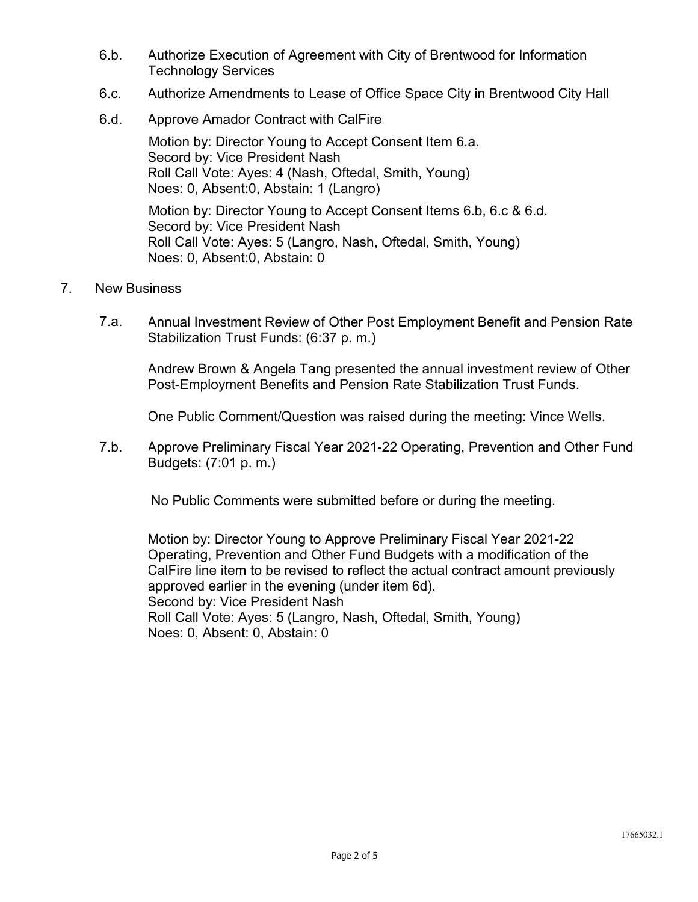6.b. Authorize Execution of Agreement with City of Brentwood for Information Technology Services

6.c. Authorize Amendments to Lease of Office Space City in Brentwood City Hall

6.d. Approve Amador Contract with CalFire

Motion by: Director Young to Accept Consent Item 6.a.
Secord by: Vice President Nash
Roll Call Vote: Ayes: 4 (Nash, Oftedal, Smith, Young)
Noes: 0, Absent:0, Abstain: 1 (Langro)

Motion by: Director Young to Accept Consent Items 6.b, 6.c & 6.d.
Secord by: Vice President Nash
Roll Call Vote: Ayes: 5 (Langro, Nash, Oftedal, Smith, Young)
Noes: 0, Absent:0, Abstain: 0

7. New Business

7.a. Annual Investment Review of Other Post Employment Benefit and Pension Rate Stabilization Trust Funds: (6:37 p. m.)

Andrew Brown & Angela Tang presented the annual investment review of Other Post-Employment Benefits and Pension Rate Stabilization Trust Funds.

One Public Comment/Question was raised during the meeting: Vince Wells.

7.b. Approve Preliminary Fiscal Year 2021-22 Operating, Prevention and Other Fund Budgets: (7:01 p. m.)

No Public Comments were submitted before or during the meeting.

Motion by: Director Young to Approve Preliminary Fiscal Year 2021-22 Operating, Prevention and Other Fund Budgets with a modification of the CalFire line item to be revised to reflect the actual contract amount previously approved earlier in the evening (under item 6d).
Second by: Vice President Nash
Roll Call Vote: Ayes: 5 (Langro, Nash, Oftedal, Smith, Young)
Noes: 0, Absent: 0, Abstain: 0

17665032.1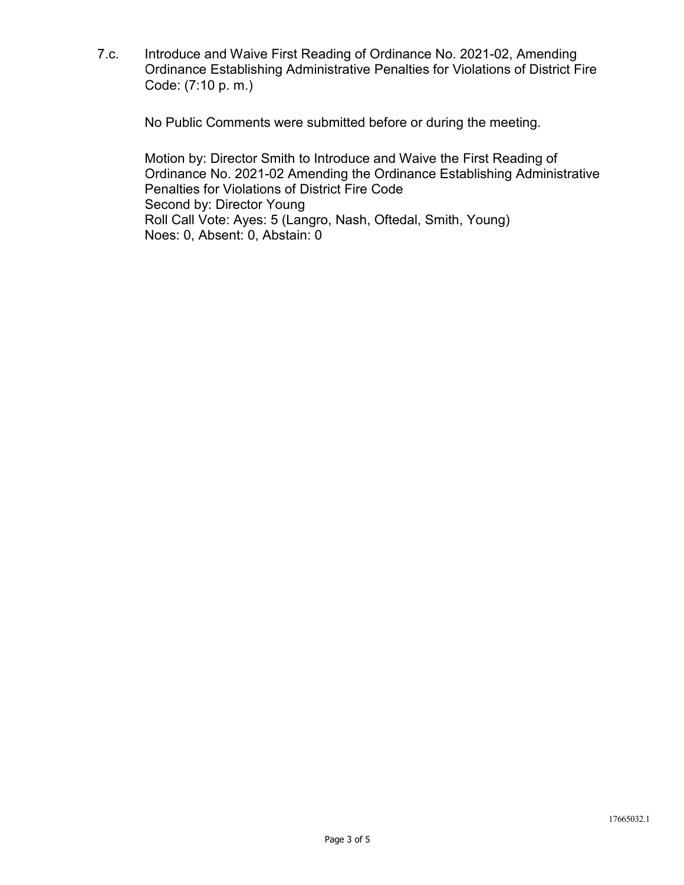7.c. Introduce and Waive First Reading of Ordinance No. 2021-02, Amending Ordinance Establishing Administrative Penalties for Violations of District Fire Code: (7:10 p. m.)

No Public Comments were submitted before or during the meeting.

Motion by: Director Smith to Introduce and Waive the First Reading of Ordinance No. 2021-02 Amending the Ordinance Establishing Administrative Penalties for Violations of District Fire Code
Second by: Director Young
Roll Call Vote: Ayes: 5 (Langro, Nash, Oftedal, Smith, Young)
Noes: 0, Absent: 0, Abstain: 0

17665032.1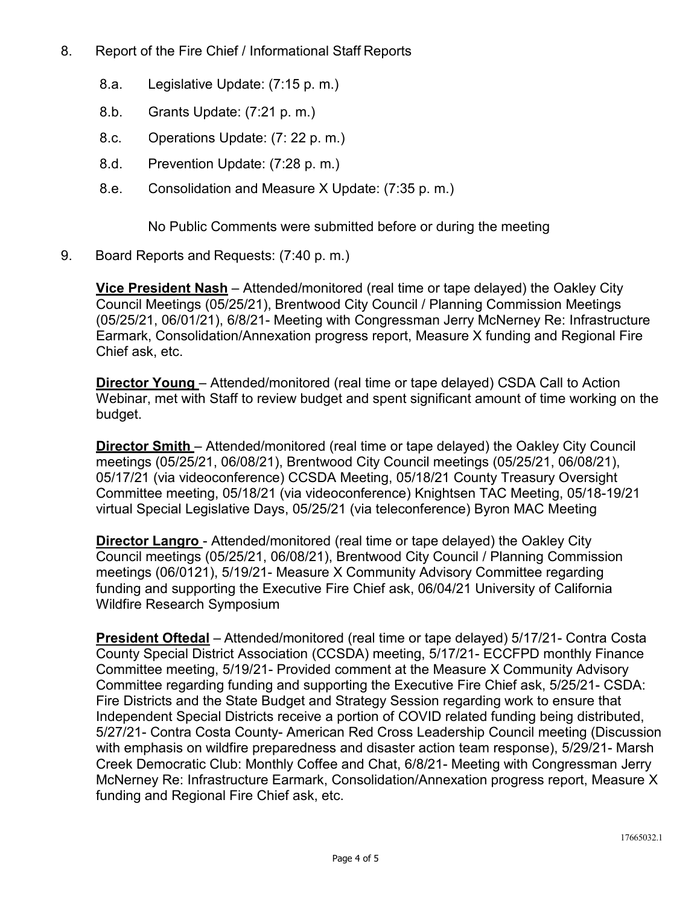8. Report of the Fire Chief / Informational Staff Reports

   8.a. Legislative Update: (7:15 p. m.)

   8.b. Grants Update: (7:21 p. m.)

   8.c. Operations Update: (7: 22 p. m.)

   8.d. Prevention Update: (7:28 p. m.)

   8.e. Consolidation and Measure X Update: (7:35 p. m.)

   No Public Comments were submitted before or during the meeting

9. Board Reports and Requests: (7:40 p. m.)

   **Vice President Nash** – Attended/monitored (real time or tape delayed) the Oakley City Council Meetings (05/25/21), Brentwood City Council / Planning Commission Meetings (05/25/21, 06/01/21), 6/8/21- Meeting with Congressman Jerry McNerney Re: Infrastructure Earmark, Consolidation/Annexation progress report, Measure X funding and Regional Fire Chief ask, etc.

   **Director Young** – Attended/monitored (real time or tape delayed) CSDA Call to Action Webinar, met with Staff to review budget and spent significant amount of time working on the budget.

   **Director Smith** – Attended/monitored (real time or tape delayed) the Oakley City Council meetings (05/25/21, 06/08/21), Brentwood City Council meetings (05/25/21, 06/08/21), 05/17/21 (via videoconference) CCSDA Meeting, 05/18/21 County Treasury Oversight Committee meeting, 05/18/21 (via videoconference) Knightsen TAC Meeting, 05/18-19/21 virtual Special Legislative Days, 05/25/21 (via teleconference) Byron MAC Meeting

   **Director Langro** - Attended/monitored (real time or tape delayed) the Oakley City Council meetings (05/25/21, 06/08/21), Brentwood City Council / Planning Commission meetings (06/0121), 5/19/21- Measure X Community Advisory Committee regarding funding and supporting the Executive Fire Chief ask, 06/04/21 University of California Wildfire Research Symposium

   **President Oftedal** – Attended/monitored (real time or tape delayed) 5/17/21- Contra Costa County Special District Association (CCSDA) meeting, 5/17/21- ECCFPD monthly Finance Committee meeting, 5/19/21- Provided comment at the Measure X Community Advisory Committee regarding funding and supporting the Executive Fire Chief ask, 5/25/21- CSDA: Fire Districts and the State Budget and Strategy Session regarding work to ensure that Independent Special Districts receive a portion of COVID related funding being distributed, 5/27/21- Contra Costa County- American Red Cross Leadership Council meeting (Discussion with emphasis on wildfire preparedness and disaster action team response), 5/29/21- Marsh Creek Democratic Club: Monthly Coffee and Chat, 6/8/21- Meeting with Congressman Jerry McNerney Re: Infrastructure Earmark, Consolidation/Annexation progress report, Measure X funding and Regional Fire Chief ask, etc.

17665032.1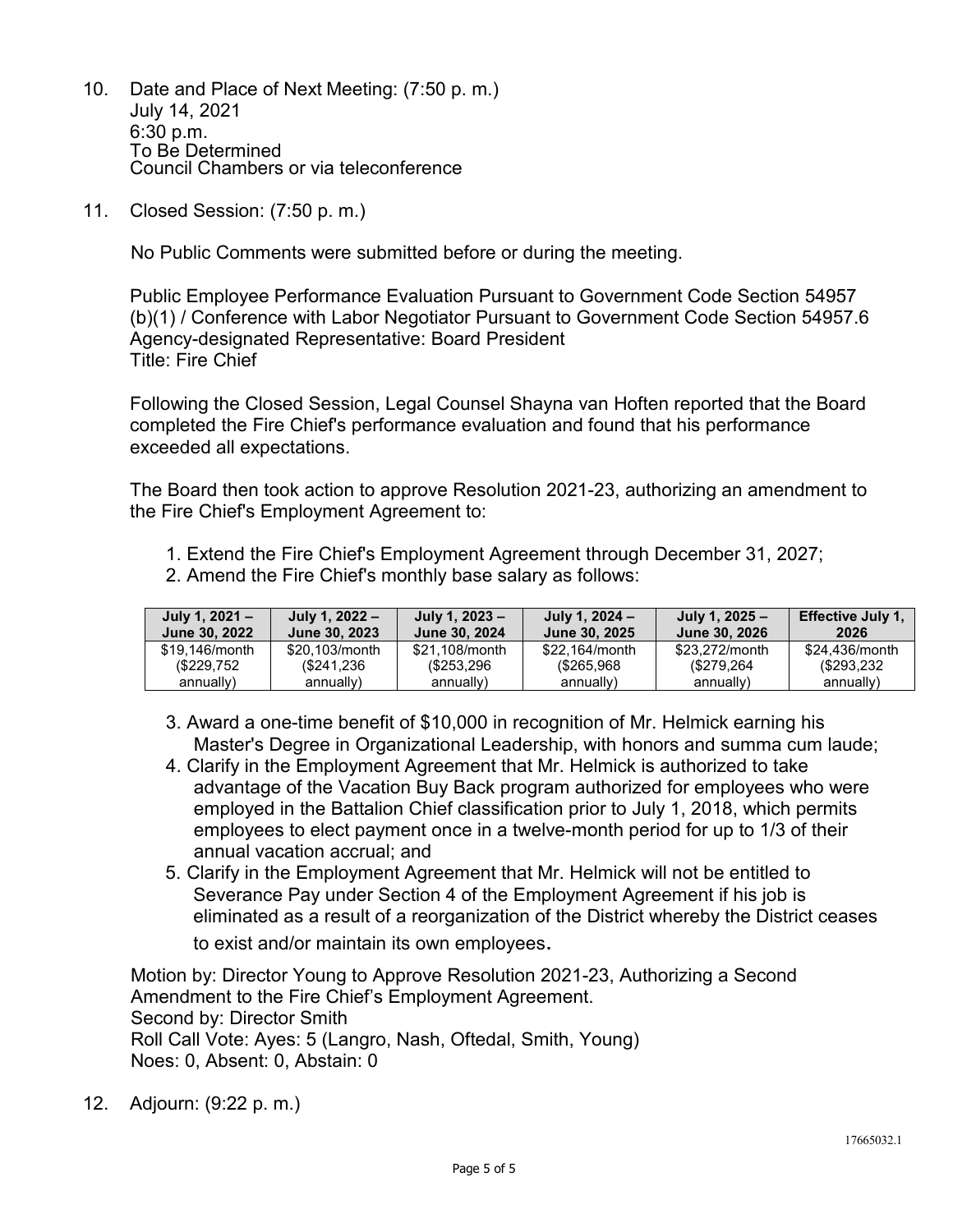10. Date and Place of Next Meeting: (7:50 p. m.)
    July 14, 2021
    6:30 p.m.
    To Be Determined
    Council Chambers or via teleconference

11. Closed Session: (7:50 p. m.)

    No Public Comments were submitted before or during the meeting.

    Public Employee Performance Evaluation Pursuant to Government Code Section 54957 (b)(1) / Conference with Labor Negotiator Pursuant to Government Code Section 54957.6
    Agency-designated Representative: Board President
    Title: Fire Chief

    Following the Closed Session, Legal Counsel Shayna van Hoften reported that the Board completed the Fire Chief's performance evaluation and found that his performance exceeded all expectations.

    The Board then took action to approve Resolution 2021-23, authorizing an amendment to the Fire Chief's Employment Agreement to:

    1. Extend the Fire Chief's Employment Agreement through December 31, 2027;
    2. Amend the Fire Chief's monthly base salary as follows:

| July 1, 2021 – June 30, 2022 | July 1, 2022 – June 30, 2023 | July 1, 2023 – June 30, 2024 | July 1, 2024 – June 30, 2025 | July 1, 2025 – June 30, 2026 | Effective July 1, 2026 |
|---|---|---|---|---|---|
| $19,146/month ($229,752 annually) | $20,103/month ($241,236 annually) | $21,108/month ($253,296 annually) | $22,164/month ($265,968 annually) | $23,272/month ($279,264 annually) | $24,436/month ($293,232 annually) |

    3. Award a one-time benefit of $10,000 in recognition of Mr. Helmick earning his Master's Degree in Organizational Leadership, with honors and summa cum laude;
    4. Clarify in the Employment Agreement that Mr. Helmick is authorized to take advantage of the Vacation Buy Back program authorized for employees who were employed in the Battalion Chief classification prior to July 1, 2018, which permits employees to elect payment once in a twelve-month period for up to 1/3 of their annual vacation accrual; and
    5. Clarify in the Employment Agreement that Mr. Helmick will not be entitled to Severance Pay under Section 4 of the Employment Agreement if his job is eliminated as a result of a reorganization of the District whereby the District ceases to exist and/or maintain its own employees.

    Motion by: Director Young to Approve Resolution 2021-23, Authorizing a Second Amendment to the Fire Chief's Employment Agreement.
    Second by: Director Smith
    Roll Call Vote: Ayes: 5 (Langro, Nash, Oftedal, Smith, Young)
    Noes: 0, Absent: 0, Abstain: 0

12. Adjourn: (9:22 p. m.)

17665032.1